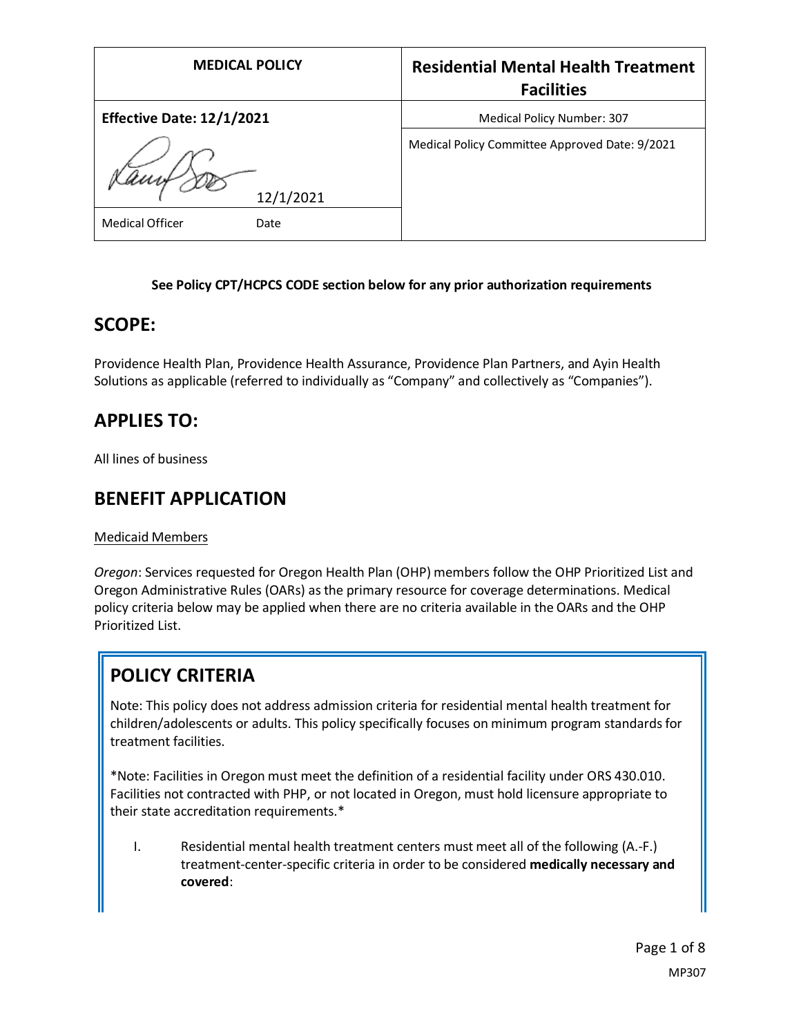| MEDICAL POLICY | Residential Mental Health Treatment Facilities |
|---|---|
| **Effective Date: 12/1/2021** | Medical Policy Number: 307 |
| 12/1/2021 | Medical Policy Committee Approved Date: 9/2021 |
| Medical Officer Date | |

**See Policy CPT/HCPCS CODE section below for any prior authorization requirements**

## SCOPE:

Providence Health Plan, Providence Health Assurance, Providence Plan Partners, and Ayin Health Solutions as applicable (referred to individually as "Company" and collectively as "Companies").

## APPLIES TO:

All lines of business

## BENEFIT APPLICATION

Medicaid Members

*Oregon*: Services requested for Oregon Health Plan (OHP) members follow the OHP Prioritized List and Oregon Administrative Rules (OARs) as the primary resource for coverage determinations. Medical policy criteria below may be applied when there are no criteria available in the OARs and the OHP Prioritized List.

## POLICY CRITERIA

Note: This policy does not address admission criteria for residential mental health treatment for children/adolescents or adults. This policy specifically focuses on minimum program standards for treatment facilities.

*Note: Facilities in Oregon must meet the definition of a residential facility under ORS 430.010. Facilities not contracted with PHP, or not located in Oregon, must hold licensure appropriate to their state accreditation requirements.*

I. Residential mental health treatment centers must meet all of the following (A.-F.) treatment-center-specific criteria in order to be considered **medically necessary and covered**: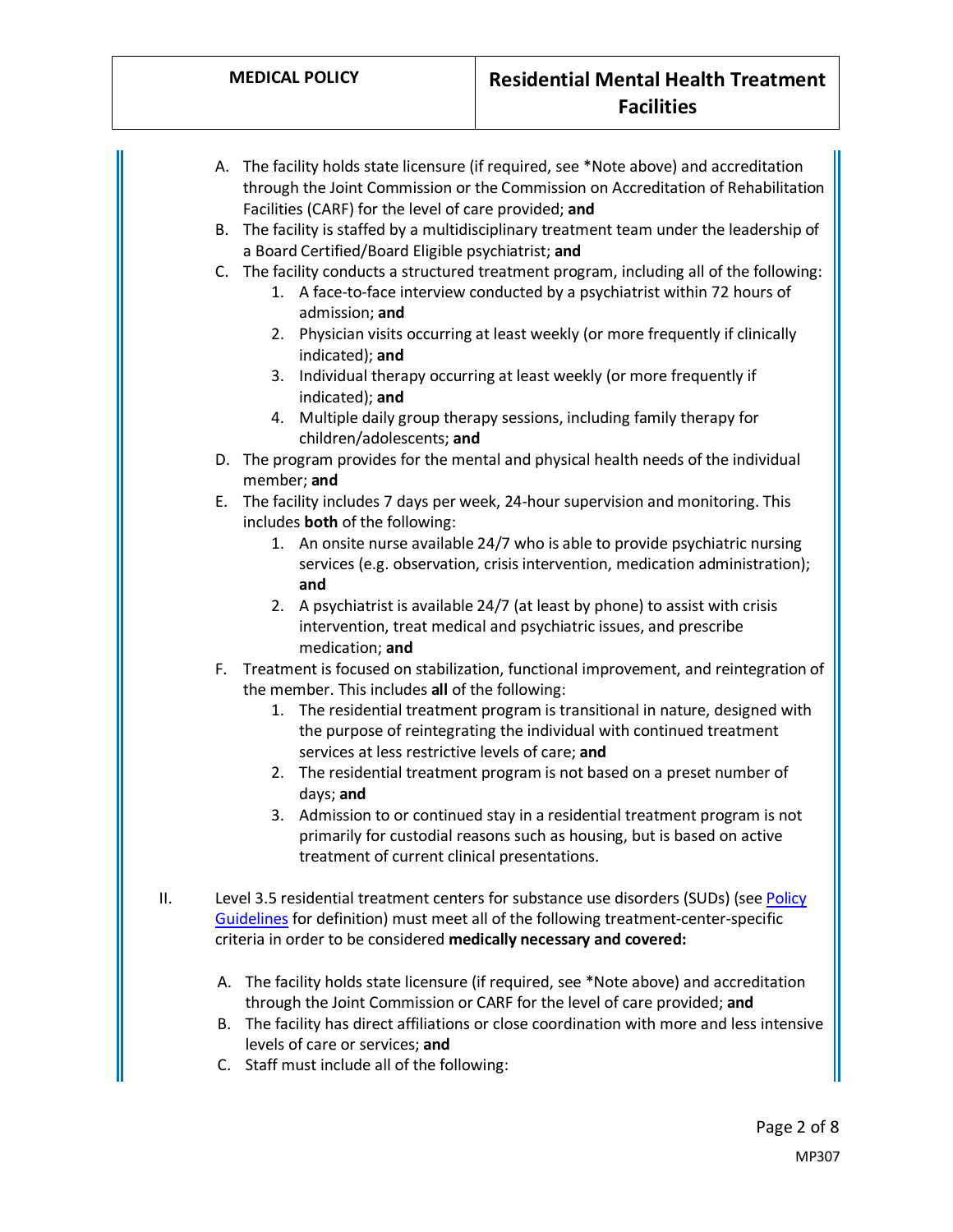A. The facility holds state licensure (if required, see *Note above) and accreditation through the Joint Commission or the Commission on Accreditation of Rehabilitation Facilities (CARF) for the level of care provided; **and**

B. The facility is staffed by a multidisciplinary treatment team under the leadership of a Board Certified/Board Eligible psychiatrist; **and**

C. The facility conducts a structured treatment program, including all of the following:
   1. A face-to-face interview conducted by a psychiatrist within 72 hours of admission; **and**
   2. Physician visits occurring at least weekly (or more frequently if clinically indicated); **and**
   3. Individual therapy occurring at least weekly (or more frequently if indicated); **and**
   4. Multiple daily group therapy sessions, including family therapy for children/adolescents; **and**

D. The program provides for the mental and physical health needs of the individual member; **and**

E. The facility includes 7 days per week, 24-hour supervision and monitoring. This includes **both** of the following:
   1. An onsite nurse available 24/7 who is able to provide psychiatric nursing services (e.g. observation, crisis intervention, medication administration); **and**
   2. A psychiatrist is available 24/7 (at least by phone) to assist with crisis intervention, treat medical and psychiatric issues, and prescribe medication; **and**

F. Treatment is focused on stabilization, functional improvement, and reintegration of the member. This includes **all** of the following:
   1. The residential treatment program is transitional in nature, designed with the purpose of reintegrating the individual with continued treatment services at less restrictive levels of care; **and**
   2. The residential treatment program is not based on a preset number of days; **and**
   3. Admission to or continued stay in a residential treatment program is not primarily for custodial reasons such as housing, but is based on active treatment of current clinical presentations.

II. Level 3.5 residential treatment centers for substance use disorders (SUDs) (see Policy Guidelines for definition) must meet all of the following treatment-center-specific criteria in order to be considered **medically necessary and covered:**

A. The facility holds state licensure (if required, see *Note above) and accreditation through the Joint Commission or CARF for the level of care provided; **and**

B. The facility has direct affiliations or close coordination with more and less intensive levels of care or services; **and**

C. Staff must include all of the following: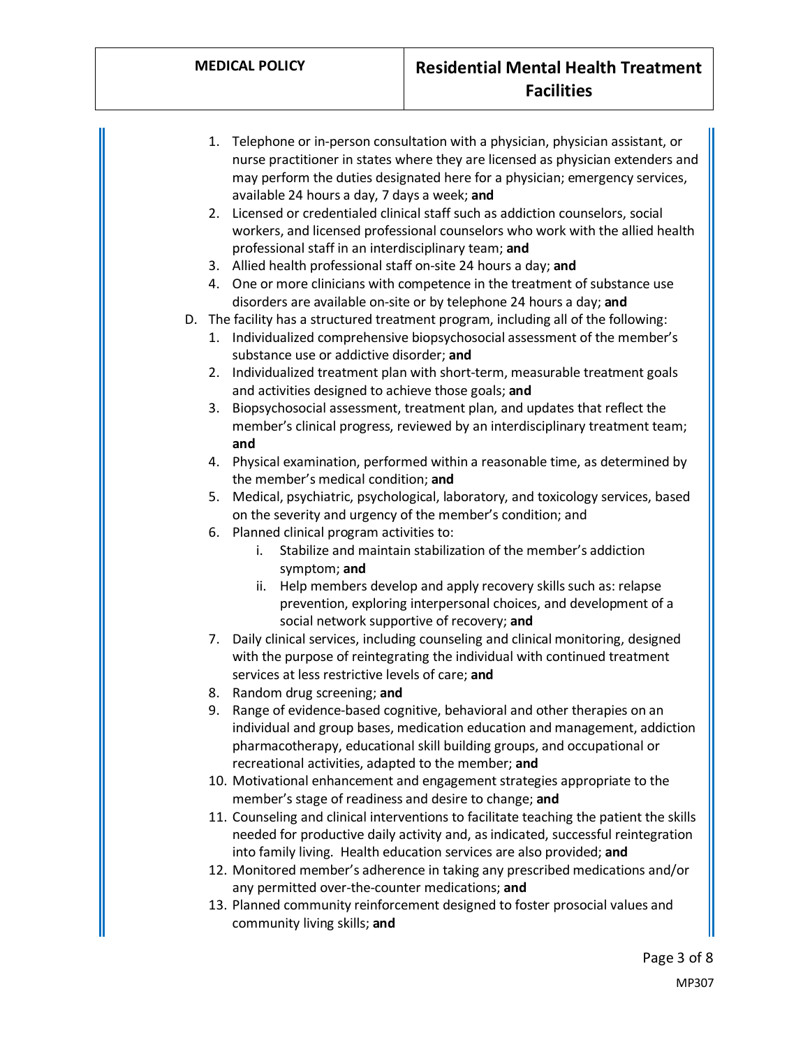1. Telephone or in-person consultation with a physician, physician assistant, or nurse practitioner in states where they are licensed as physician extenders and may perform the duties designated here for a physician; emergency services, available 24 hours a day, 7 days a week; **and**
2. Licensed or credentialed clinical staff such as addiction counselors, social workers, and licensed professional counselors who work with the allied health professional staff in an interdisciplinary team; **and**
3. Allied health professional staff on-site 24 hours a day; **and**
4. One or more clinicians with competence in the treatment of substance use disorders are available on-site or by telephone 24 hours a day; **and**

D. The facility has a structured treatment program, including all of the following:

1. Individualized comprehensive biopsychosocial assessment of the member's substance use or addictive disorder; **and**
2. Individualized treatment plan with short-term, measurable treatment goals and activities designed to achieve those goals; **and**
3. Biopsychosocial assessment, treatment plan, and updates that reflect the member's clinical progress, reviewed by an interdisciplinary treatment team; **and**
4. Physical examination, performed within a reasonable time, as determined by the member's medical condition; **and**
5. Medical, psychiatric, psychological, laboratory, and toxicology services, based on the severity and urgency of the member's condition; and
6. Planned clinical program activities to:
    i. Stabilize and maintain stabilization of the member's addiction symptom; **and**
    ii. Help members develop and apply recovery skills such as: relapse prevention, exploring interpersonal choices, and development of a social network supportive of recovery; **and**
7. Daily clinical services, including counseling and clinical monitoring, designed with the purpose of reintegrating the individual with continued treatment services at less restrictive levels of care; **and**
8. Random drug screening; **and**
9. Range of evidence-based cognitive, behavioral and other therapies on an individual and group bases, medication education and management, addiction pharmacotherapy, educational skill building groups, and occupational or recreational activities, adapted to the member; **and**
10. Motivational enhancement and engagement strategies appropriate to the member's stage of readiness and desire to change; **and**
11. Counseling and clinical interventions to facilitate teaching the patient the skills needed for productive daily activity and, as indicated, successful reintegration into family living. Health education services are also provided; **and**
12. Monitored member's adherence in taking any prescribed medications and/or any permitted over-the-counter medications; **and**
13. Planned community reinforcement designed to foster prosocial values and community living skills; **and**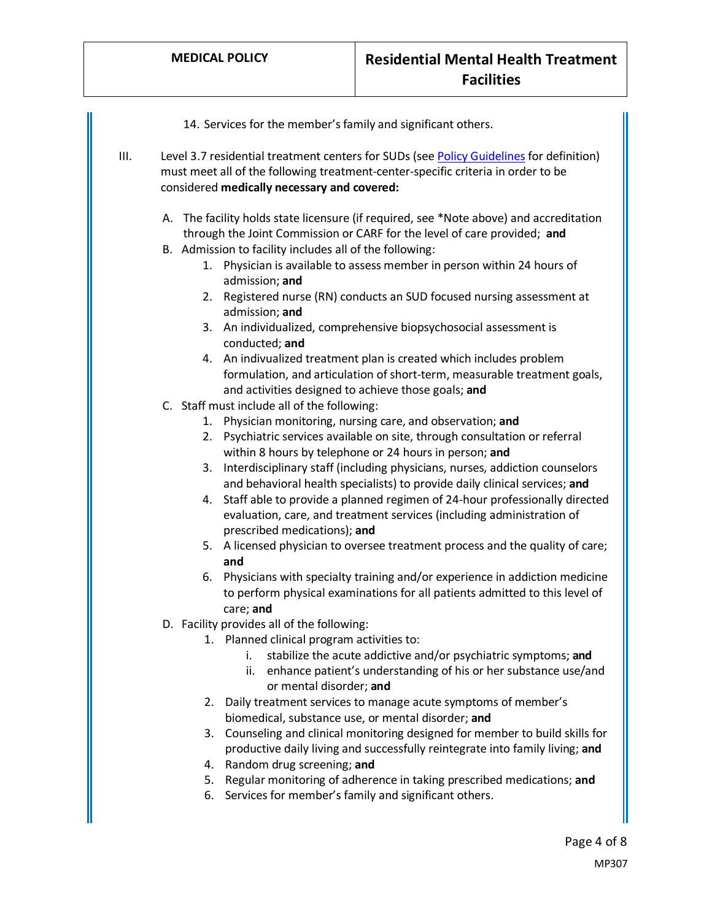14. Services for the member's family and significant others.

III. Level 3.7 residential treatment centers for SUDs (see [Policy Guidelines] for definition) must meet all of the following treatment-center-specific criteria in order to be considered **medically necessary and covered:**

   A. The facility holds state licensure (if required, see *Note above) and accreditation through the Joint Commission or CARF for the level of care provided; **and**

   B. Admission to facility includes all of the following:
      1. Physician is available to assess member in person within 24 hours of admission; **and**
      2. Registered nurse (RN) conducts an SUD focused nursing assessment at admission; **and**
      3. An individualized, comprehensive biopsychosocial assessment is conducted; **and**
      4. An indivualized treatment plan is created which includes problem formulation, and articulation of short-term, measurable treatment goals, and activities designed to achieve those goals; **and**

   C. Staff must include all of the following:
      1. Physician monitoring, nursing care, and observation; **and**
      2. Psychiatric services available on site, through consultation or referral within 8 hours by telephone or 24 hours in person; **and**
      3. Interdisciplinary staff (including physicians, nurses, addiction counselors and behavioral health specialists) to provide daily clinical services; **and**
      4. Staff able to provide a planned regimen of 24-hour professionally directed evaluation, care, and treatment services (including administration of prescribed medications); **and**
      5. A licensed physician to oversee treatment process and the quality of care; **and**
      6. Physicians with specialty training and/or experience in addiction medicine to perform physical examinations for all patients admitted to this level of care; **and**

   D. Facility provides all of the following:
      1. Planned clinical program activities to:
         i. stabilize the acute addictive and/or psychiatric symptoms; **and**
         ii. enhance patient's understanding of his or her substance use/and or mental disorder; **and**
      2. Daily treatment services to manage acute symptoms of member's biomedical, substance use, or mental disorder; **and**
      3. Counseling and clinical monitoring designed for member to build skills for productive daily living and successfully reintegrate into family living; **and**
      4. Random drug screening; **and**
      5. Regular monitoring of adherence in taking prescribed medications; **and**
      6. Services for member's family and significant others.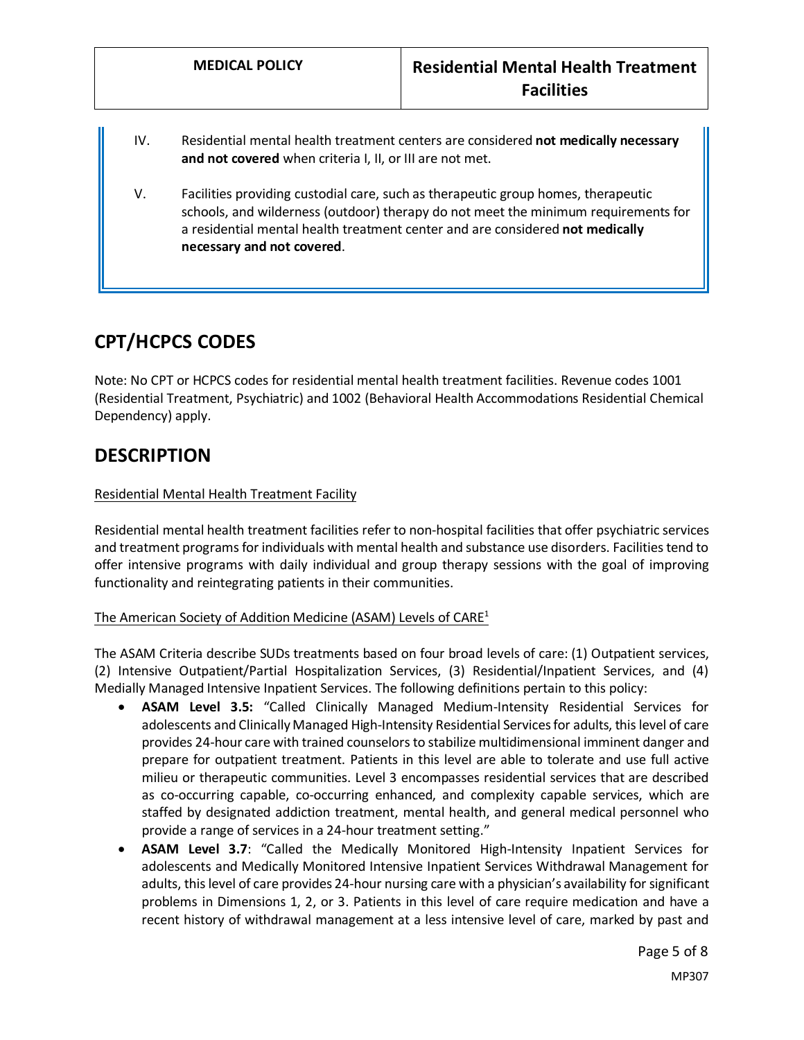IV. Residential mental health treatment centers are considered **not medically necessary and not covered** when criteria I, II, or III are not met.

V. Facilities providing custodial care, such as therapeutic group homes, therapeutic schools, and wilderness (outdoor) therapy do not meet the minimum requirements for a residential mental health treatment center and are considered **not medically necessary and not covered**.

## CPT/HCPCS CODES

Note: No CPT or HCPCS codes for residential mental health treatment facilities. Revenue codes 1001 (Residential Treatment, Psychiatric) and 1002 (Behavioral Health Accommodations Residential Chemical Dependency) apply.

## DESCRIPTION

Residential Mental Health Treatment Facility

Residential mental health treatment facilities refer to non-hospital facilities that offer psychiatric services and treatment programs for individuals with mental health and substance use disorders. Facilities tend to offer intensive programs with daily individual and group therapy sessions with the goal of improving functionality and reintegrating patients in their communities.

The American Society of Addition Medicine (ASAM) Levels of CARE[1]

The ASAM Criteria describe SUDs treatments based on four broad levels of care: (1) Outpatient services, (2) Intensive Outpatient/Partial Hospitalization Services, (3) Residential/Inpatient Services, and (4) Medially Managed Intensive Inpatient Services. The following definitions pertain to this policy:

- **ASAM Level 3.5:** "Called Clinically Managed Medium-Intensity Residential Services for adolescents and Clinically Managed High-Intensity Residential Services for adults, this level of care provides 24-hour care with trained counselors to stabilize multidimensional imminent danger and prepare for outpatient treatment. Patients in this level are able to tolerate and use full active milieu or therapeutic communities. Level 3 encompasses residential services that are described as co-occurring capable, co-occurring enhanced, and complexity capable services, which are staffed by designated addiction treatment, mental health, and general medical personnel who provide a range of services in a 24-hour treatment setting."
- **ASAM Level 3.7**: "Called the Medically Monitored High-Intensity Inpatient Services for adolescents and Medically Monitored Intensive Inpatient Services Withdrawal Management for adults, this level of care provides 24-hour nursing care with a physician's availability for significant problems in Dimensions 1, 2, or 3. Patients in this level of care require medication and have a recent history of withdrawal management at a less intensive level of care, marked by past and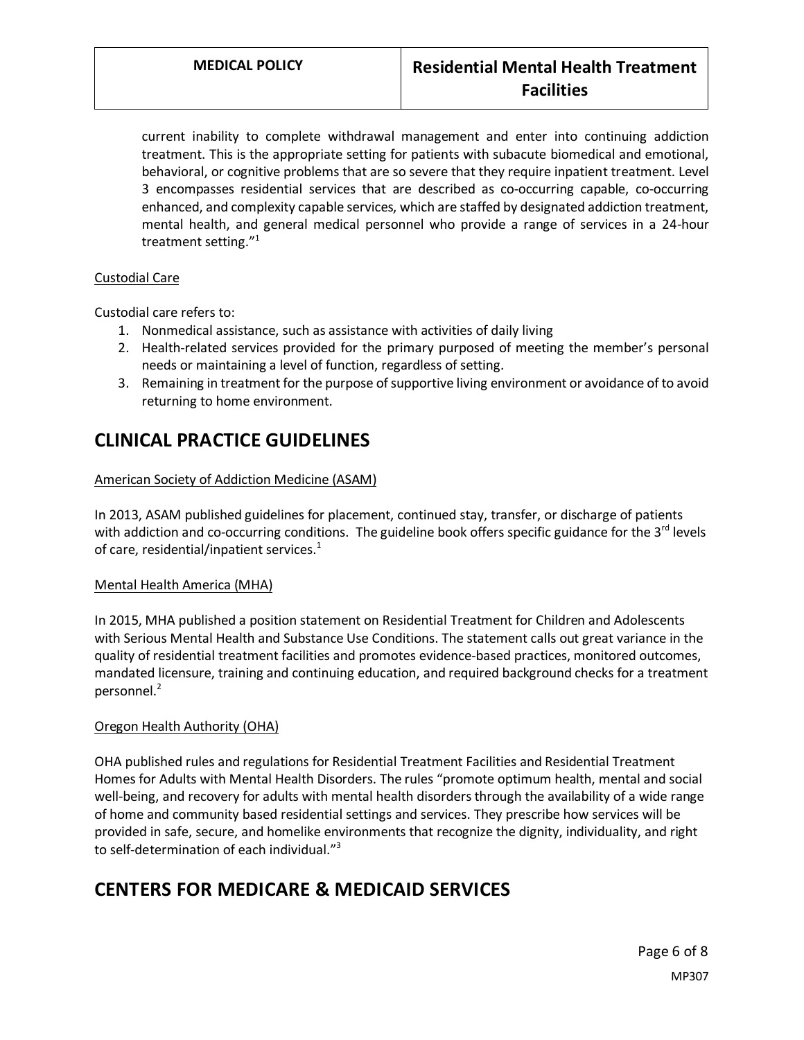current inability to complete withdrawal management and enter into continuing addiction treatment. This is the appropriate setting for patients with subacute biomedical and emotional, behavioral, or cognitive problems that are so severe that they require inpatient treatment. Level 3 encompasses residential services that are described as co-occurring capable, co-occurring enhanced, and complexity capable services, which are staffed by designated addiction treatment, mental health, and general medical personnel who provide a range of services in a 24-hour treatment setting."[1]

Custodial Care

Custodial care refers to:

1. Nonmedical assistance, such as assistance with activities of daily living
2. Health-related services provided for the primary purposed of meeting the member's personal needs or maintaining a level of function, regardless of setting.
3. Remaining in treatment for the purpose of supportive living environment or avoidance of to avoid returning to home environment.

## CLINICAL PRACTICE GUIDELINES

American Society of Addiction Medicine (ASAM)

In 2013, ASAM published guidelines for placement, continued stay, transfer, or discharge of patients with addiction and co-occurring conditions. The guideline book offers specific guidance for the 3rd levels of care, residential/inpatient services.[1]

Mental Health America (MHA)

In 2015, MHA published a position statement on Residential Treatment for Children and Adolescents with Serious Mental Health and Substance Use Conditions. The statement calls out great variance in the quality of residential treatment facilities and promotes evidence-based practices, monitored outcomes, mandated licensure, training and continuing education, and required background checks for a treatment personnel.[2]

Oregon Health Authority (OHA)

OHA published rules and regulations for Residential Treatment Facilities and Residential Treatment Homes for Adults with Mental Health Disorders. The rules "promote optimum health, mental and social well-being, and recovery for adults with mental health disorders through the availability of a wide range of home and community based residential settings and services. They prescribe how services will be provided in safe, secure, and homelike environments that recognize the dignity, individuality, and right to self-determination of each individual."[3]

## CENTERS FOR MEDICARE & MEDICAID SERVICES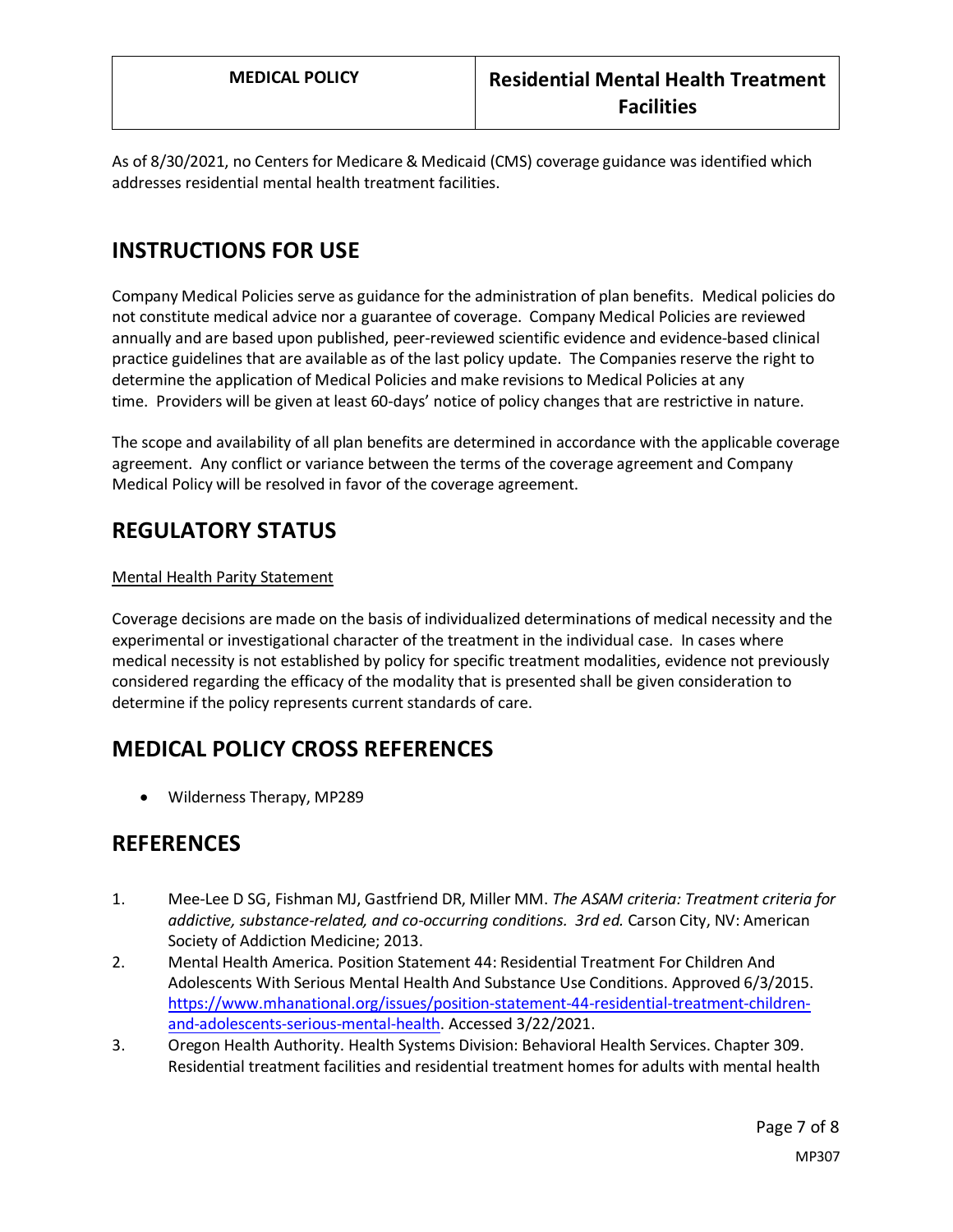As of 8/30/2021, no Centers for Medicare & Medicaid (CMS) coverage guidance was identified which addresses residential mental health treatment facilities.

## INSTRUCTIONS FOR USE

Company Medical Policies serve as guidance for the administration of plan benefits. Medical policies do not constitute medical advice nor a guarantee of coverage. Company Medical Policies are reviewed annually and are based upon published, peer-reviewed scientific evidence and evidence-based clinical practice guidelines that are available as of the last policy update. The Companies reserve the right to determine the application of Medical Policies and make revisions to Medical Policies at any time. Providers will be given at least 60-days' notice of policy changes that are restrictive in nature.

The scope and availability of all plan benefits are determined in accordance with the applicable coverage agreement. Any conflict or variance between the terms of the coverage agreement and Company Medical Policy will be resolved in favor of the coverage agreement.

## REGULATORY STATUS

Mental Health Parity Statement

Coverage decisions are made on the basis of individualized determinations of medical necessity and the experimental or investigational character of the treatment in the individual case. In cases where medical necessity is not established by policy for specific treatment modalities, evidence not previously considered regarding the efficacy of the modality that is presented shall be given consideration to determine if the policy represents current standards of care.

## MEDICAL POLICY CROSS REFERENCES

- Wilderness Therapy, MP289

## REFERENCES

1. Mee-Lee D SG, Fishman MJ, Gastfriend DR, Miller MM. *The ASAM criteria: Treatment criteria for addictive, substance-related, and co-occurring conditions. 3rd ed.* Carson City, NV: American Society of Addiction Medicine; 2013.
2. Mental Health America. Position Statement 44: Residential Treatment For Children And Adolescents With Serious Mental Health And Substance Use Conditions. Approved 6/3/2015. [https://www.mhanational.org/issues/position-statement-44-residential-treatment-children-and-adolescents-serious-mental-health](https://www.mhanational.org/issues/position-statement-44-residential-treatment-children-and-adolescents-serious-mental-health). Accessed 3/22/2021.
3. Oregon Health Authority. Health Systems Division: Behavioral Health Services. Chapter 309. Residential treatment facilities and residential treatment homes for adults with mental health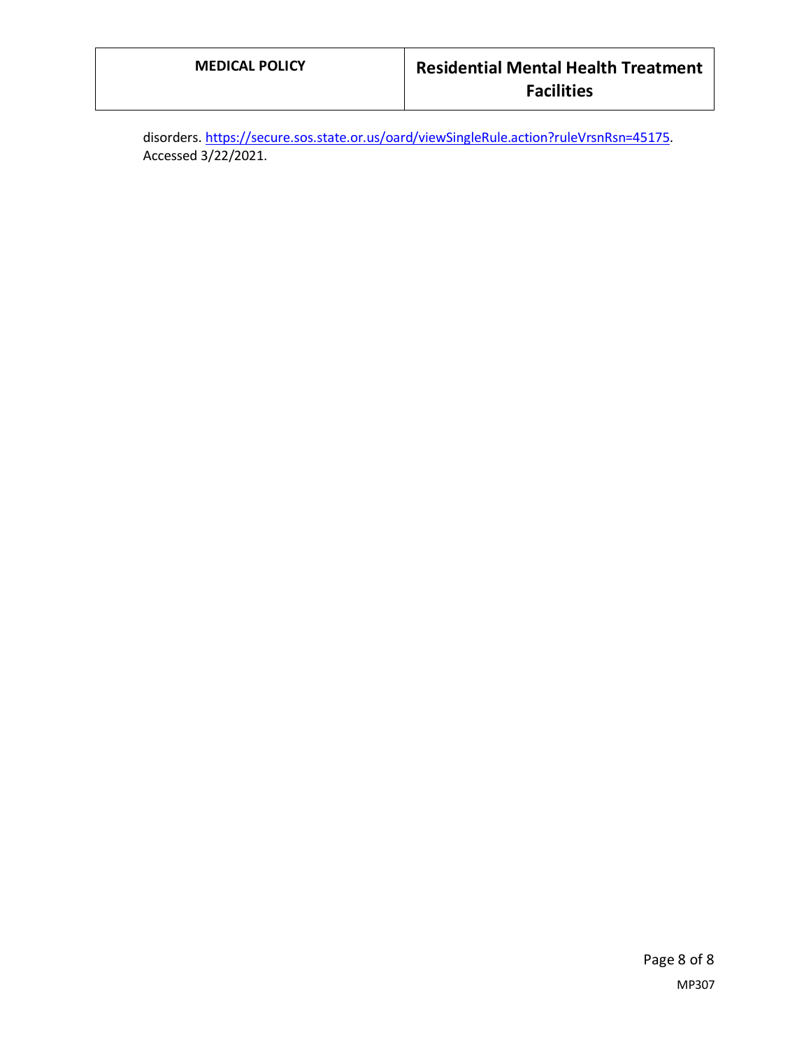disorders. https://secure.sos.state.or.us/oard/viewSingleRule.action?ruleVrsnRsn=45175. Accessed 3/22/2021.